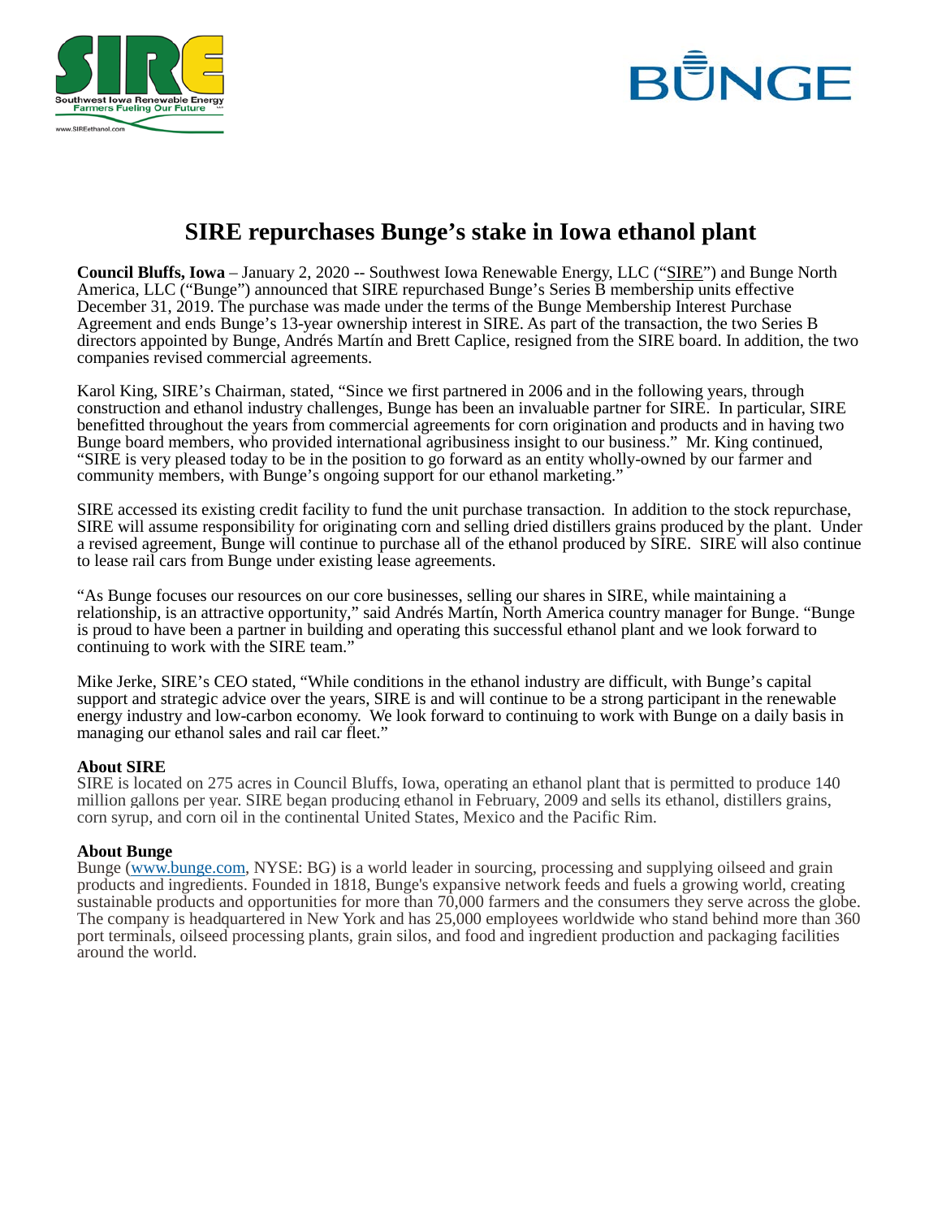# SIRE repurchases Bunge's stake in Iowa ethanol plant

**Council Bluffs, Iowa** – January 2, 2020 -- Southwest Iowa Renewable Energy, LLC ("SIRE") and Bunge North America, LLC ("Bunge") announced that SIRE repurchased Bunge's Series B membership units effective December 31, 2019. The purchase was made under the terms of the Bunge Membership Interest Purchase Agreement and ends Bunge's 13-year ownership interest in SIRE. As part of the transaction, the two Series B directors appointed by Bunge, Andrés Martín and Brett Caplice, resigned from the SIRE board. In addition, the two companies revised commercial agreements.

Karol King, SIRE's Chairman, stated, "Since we first partnered in 2006 and in the following years, through construction and ethanol industry challenges, Bunge has been an invaluable partner for SIRE. In particular, SIRE benefitted throughout the years from commercial agreements for corn origination and products and in having two Bunge board members, who provided international agribusiness insight to our business." Mr. King continued, "SIRE is very pleased today to be in the position to go forward as an entity wholly-owned by our farmer and community members, with Bunge's ongoing support for our ethanol marketing."

SIRE accessed its existing credit facility to fund the unit purchase transaction. In addition to the stock repurchase, SIRE will assume responsibility for originating corn and selling dried distillers grains produced by the plant. Under a revised agreement, Bunge will continue to purchase all of the ethanol produced by SIRE. SIRE will also continue to lease rail cars from Bunge under existing lease agreements.

"As Bunge focuses our resources on our core businesses, selling our shares in SIRE, while maintaining a relationship, is an attractive opportunity," said Andrés Martín, North America country manager for Bunge. "Bunge is proud to have been a partner in building and operating this successful ethanol plant and we look forward to continuing to work with the SIRE team."

Mike Jerke, SIRE's CEO stated, "While conditions in the ethanol industry are difficult, with Bunge's capital support and strategic advice over the years, SIRE is and will continue to be a strong participant in the renewable energy industry and low-carbon economy. We look forward to continuing to work with Bunge on a daily basis in managing our ethanol sales and rail car fleet."

**About SIRE**

SIRE is located on 275 acres in Council Bluffs, Iowa, operating an ethanol plant that is permitted to produce 140 million gallons per year. SIRE began producing ethanol in February, 2009 and sells its ethanol, distillers grains, corn syrup, and corn oil in the continental United States, Mexico and the Pacific Rim.

**About Bunge**

Bunge (www.bunge.com, NYSE: BG) is a world leader in sourcing, processing and supplying oilseed and grain products and ingredients. Founded in 1818, Bunge's expansive network feeds and fuels a growing world, creating sustainable products and opportunities for more than 70,000 farmers and the consumers they serve across the globe. The company is headquartered in New York and has 25,000 employees worldwide who stand behind more than 360 port terminals, oilseed processing plants, grain silos, and food and ingredient production and packaging facilities around the world.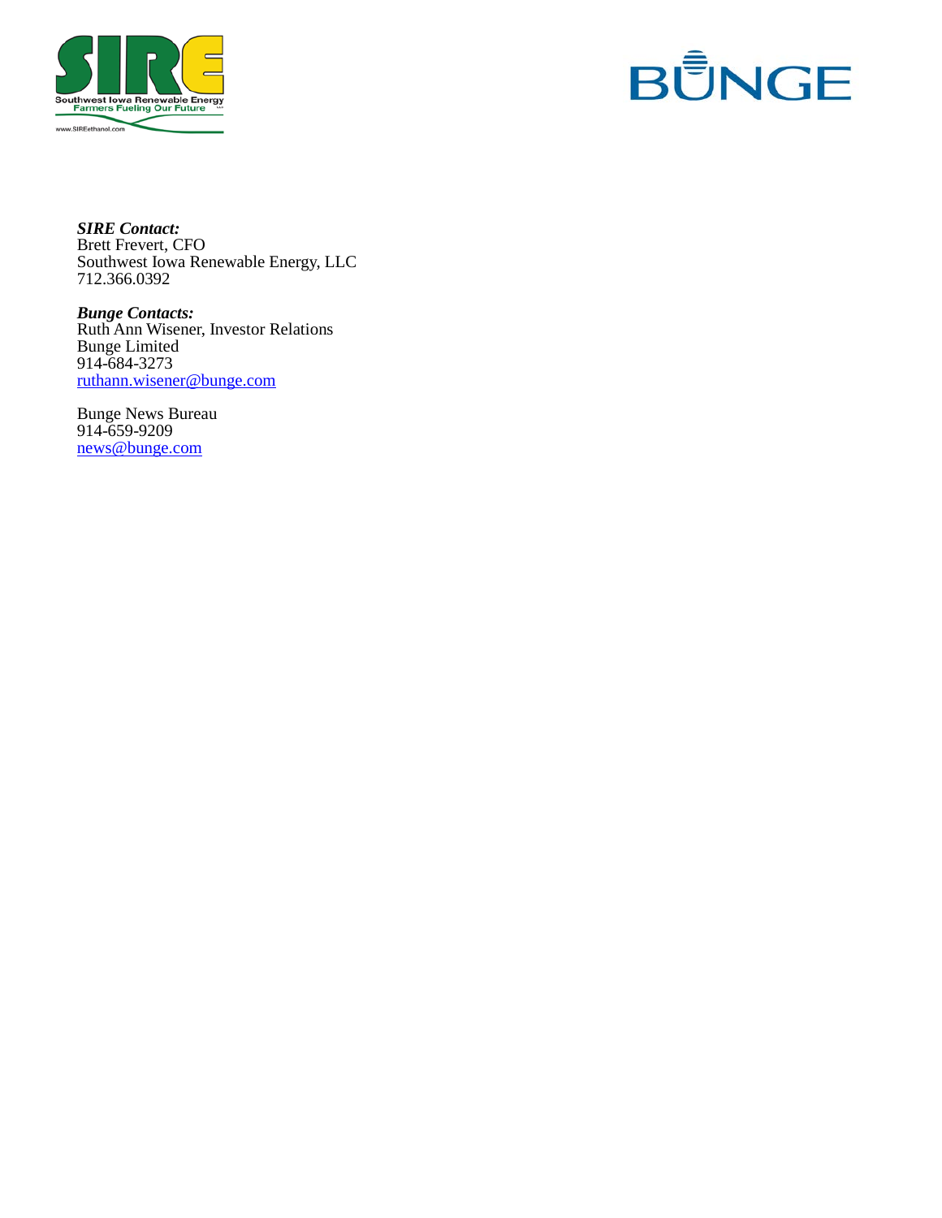***SIRE Contact:***
Brett Frevert, CFO
Southwest Iowa Renewable Energy, LLC
712.366.0392

***Bunge Contacts:***
Ruth Ann Wisener, Investor Relations
Bunge Limited
914-684-3273
ruthann.wisener@bunge.com

Bunge News Bureau
914-659-9209
news@bunge.com